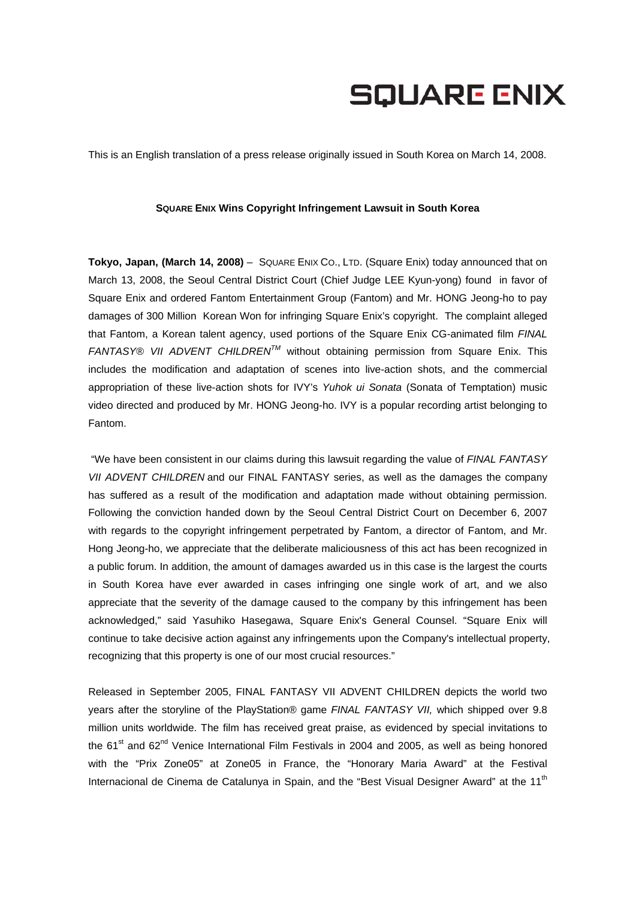# SQUARE ENIX

This is an English translation of a press release originally issued in South Korea on March 14, 2008.

**SQUARE ENIX Wins Copyright Infringement Lawsuit in South Korea**

**Tokyo, Japan, (March 14, 2008)** – SQUARE ENIX CO., LTD. (Square Enix) today announced that on March 13, 2008, the Seoul Central District Court (Chief Judge LEE Kyun-yong) found in favor of Square Enix and ordered Fantom Entertainment Group (Fantom) and Mr. HONG Jeong-ho to pay damages of 300 Million Korean Won for infringing Square Enix's copyright. The complaint alleged that Fantom, a Korean talent agency, used portions of the Square Enix CG-animated film *FINAL FANTASY® VII ADVENT CHILDREN™* without obtaining permission from Square Enix. This includes the modification and adaptation of scenes into live-action shots, and the commercial appropriation of these live-action shots for IVY's *Yuhok ui Sonata* (Sonata of Temptation) music video directed and produced by Mr. HONG Jeong-ho. IVY is a popular recording artist belonging to Fantom.

"We have been consistent in our claims during this lawsuit regarding the value of *FINAL FANTASY VII ADVENT CHILDREN* and our FINAL FANTASY series, as well as the damages the company has suffered as a result of the modification and adaptation made without obtaining permission. Following the conviction handed down by the Seoul Central District Court on December 6, 2007 with regards to the copyright infringement perpetrated by Fantom, a director of Fantom, and Mr. Hong Jeong-ho, we appreciate that the deliberate maliciousness of this act has been recognized in a public forum. In addition, the amount of damages awarded us in this case is the largest the courts in South Korea have ever awarded in cases infringing one single work of art, and we also appreciate that the severity of the damage caused to the company by this infringement has been acknowledged," said Yasuhiko Hasegawa, Square Enix's General Counsel. "Square Enix will continue to take decisive action against any infringements upon the Company's intellectual property, recognizing that this property is one of our most crucial resources."

Released in September 2005, FINAL FANTASY VII ADVENT CHILDREN depicts the world two years after the storyline of the PlayStation® game *FINAL FANTASY VII,* which shipped over 9.8 million units worldwide. The film has received great praise, as evidenced by special invitations to the 61st and 62nd Venice International Film Festivals in 2004 and 2005, as well as being honored with the "Prix Zone05" at Zone05 in France, the "Honorary Maria Award" at the Festival Internacional de Cinema de Catalunya in Spain, and the "Best Visual Designer Award" at the 11th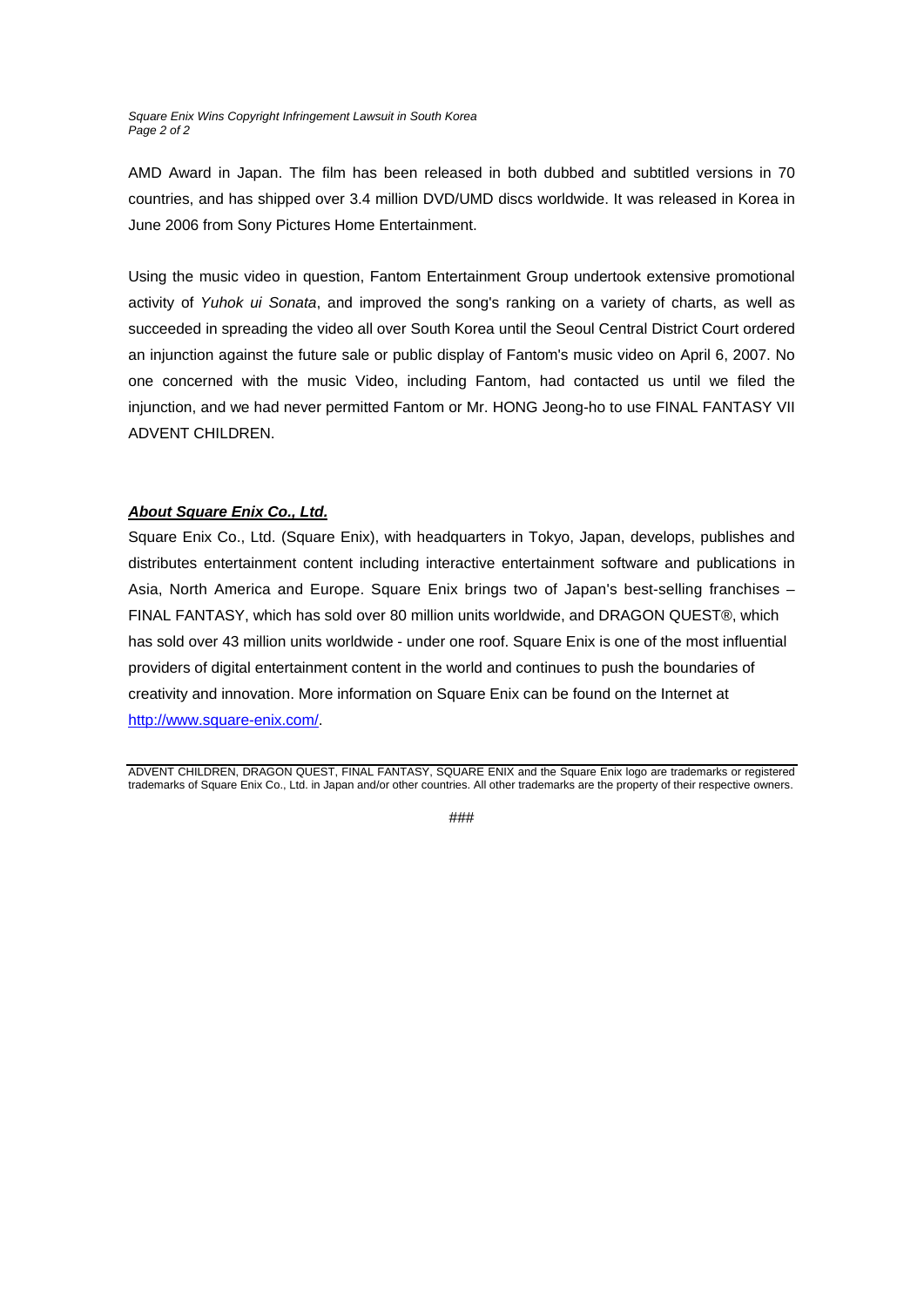AMD Award in Japan. The film has been released in both dubbed and subtitled versions in 70 countries, and has shipped over 3.4 million DVD/UMD discs worldwide. It was released in Korea in June 2006 from Sony Pictures Home Entertainment.

Using the music video in question, Fantom Entertainment Group undertook extensive promotional activity of *Yuhok ui Sonata*, and improved the song's ranking on a variety of charts, as well as succeeded in spreading the video all over South Korea until the Seoul Central District Court ordered an injunction against the future sale or public display of Fantom's music video on April 6, 2007. No one concerned with the music Video, including Fantom, had contacted us until we filed the injunction, and we had never permitted Fantom or Mr. HONG Jeong-ho to use FINAL FANTASY VII ADVENT CHILDREN.

***About Square Enix Co., Ltd.***

Square Enix Co., Ltd. (Square Enix), with headquarters in Tokyo, Japan, develops, publishes and distributes entertainment content including interactive entertainment software and publications in Asia, North America and Europe. Square Enix brings two of Japan's best-selling franchises – FINAL FANTASY, which has sold over 80 million units worldwide, and DRAGON QUEST®, which has sold over 43 million units worldwide - under one roof. Square Enix is one of the most influential providers of digital entertainment content in the world and continues to push the boundaries of creativity and innovation. More information on Square Enix can be found on the Internet at http://www.square-enix.com/.

---

ADVENT CHILDREN, DRAGON QUEST, FINAL FANTASY, SQUARE ENIX and the Square Enix logo are trademarks or registered trademarks of Square Enix Co., Ltd. in Japan and/or other countries. All other trademarks are the property of their respective owners.

###